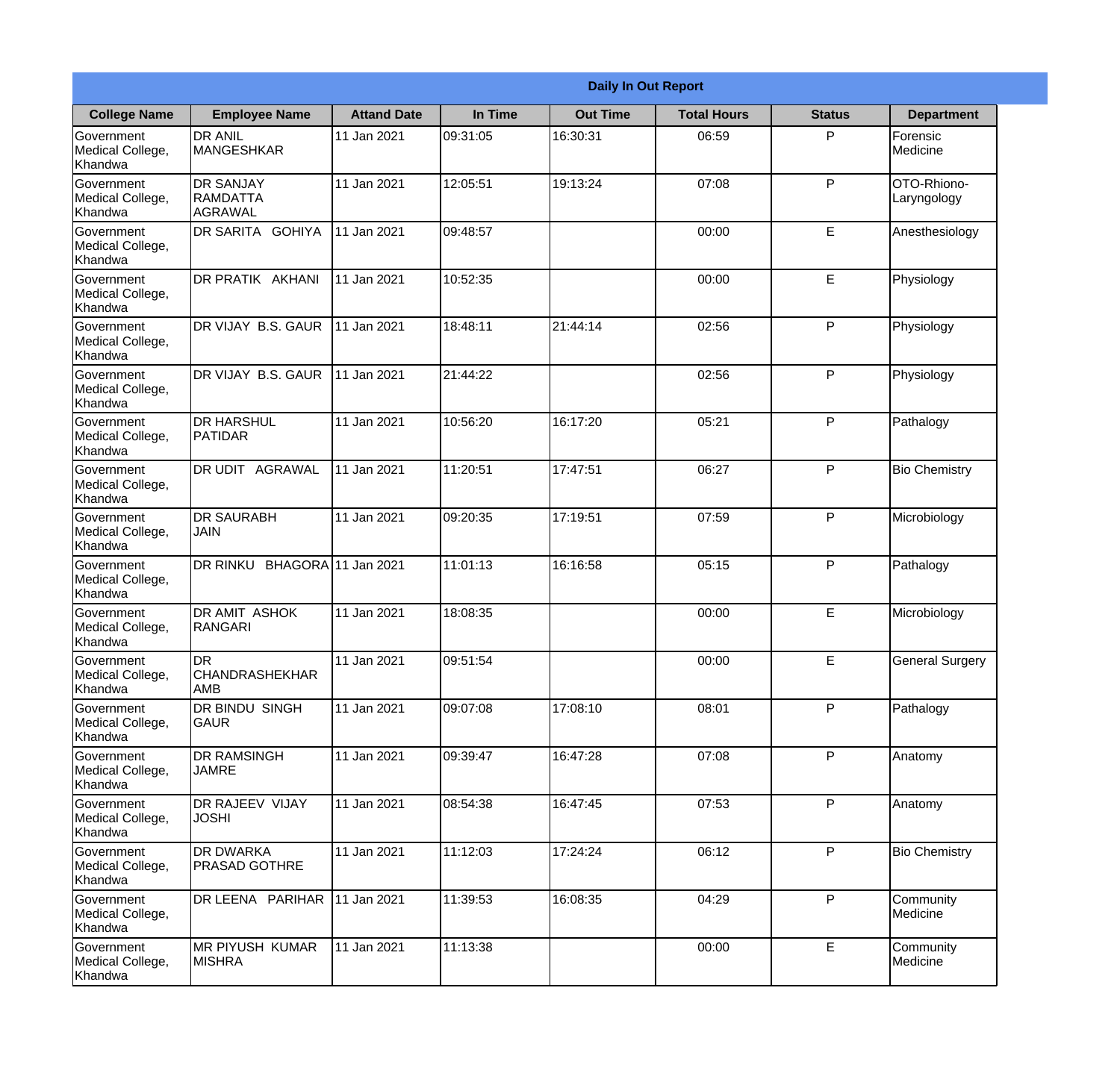**Daily In Out Report**

| College Name | Employee Name | Attand Date | In Time | Out Time | Total Hours | Status | Department |
|---|---|---|---|---|---|---|---|
| Government Medical College, Khandwa | DR ANIL MANGESHKAR | 11 Jan 2021 | 09:31:05 | 16:30:31 | 06:59 | P | Forensic Medicine |
| Government Medical College, Khandwa | DR SANJAY RAMDATTA AGRAWAL | 11 Jan 2021 | 12:05:51 | 19:13:24 | 07:08 | P | OTO-Rhiono-Laryngology |
| Government Medical College, Khandwa | DR SARITA GOHIYA | 11 Jan 2021 | 09:48:57 | | 00:00 | E | Anesthesiology |
| Government Medical College, Khandwa | DR PRATIK AKHANI | 11 Jan 2021 | 10:52:35 | | 00:00 | E | Physiology |
| Government Medical College, Khandwa | DR VIJAY B.S. GAUR | 11 Jan 2021 | 18:48:11 | 21:44:14 | 02:56 | P | Physiology |
| Government Medical College, Khandwa | DR VIJAY B.S. GAUR | 11 Jan 2021 | 21:44:22 | | 02:56 | P | Physiology |
| Government Medical College, Khandwa | DR HARSHUL PATIDAR | 11 Jan 2021 | 10:56:20 | 16:17:20 | 05:21 | P | Pathalogy |
| Government Medical College, Khandwa | DR UDIT AGRAWAL | 11 Jan 2021 | 11:20:51 | 17:47:51 | 06:27 | P | Bio Chemistry |
| Government Medical College, Khandwa | DR SAURABH JAIN | 11 Jan 2021 | 09:20:35 | 17:19:51 | 07:59 | P | Microbiology |
| Government Medical College, Khandwa | DR RINKU BHAGORA | 11 Jan 2021 | 11:01:13 | 16:16:58 | 05:15 | P | Pathalogy |
| Government Medical College, Khandwa | DR AMIT ASHOK RANGARI | 11 Jan 2021 | 18:08:35 | | 00:00 | E | Microbiology |
| Government Medical College, Khandwa | DR CHANDRASHEKHAR AMB | 11 Jan 2021 | 09:51:54 | | 00:00 | E | General Surgery |
| Government Medical College, Khandwa | DR BINDU SINGH GAUR | 11 Jan 2021 | 09:07:08 | 17:08:10 | 08:01 | P | Pathalogy |
| Government Medical College, Khandwa | DR RAMSINGH JAMRE | 11 Jan 2021 | 09:39:47 | 16:47:28 | 07:08 | P | Anatomy |
| Government Medical College, Khandwa | DR RAJEEV VIJAY JOSHI | 11 Jan 2021 | 08:54:38 | 16:47:45 | 07:53 | P | Anatomy |
| Government Medical College, Khandwa | DR DWARKA PRASAD GOTHRE | 11 Jan 2021 | 11:12:03 | 17:24:24 | 06:12 | P | Bio Chemistry |
| Government Medical College, Khandwa | DR LEENA PARIHAR | 11 Jan 2021 | 11:39:53 | 16:08:35 | 04:29 | P | Community Medicine |
| Government Medical College, Khandwa | MR PIYUSH KUMAR MISHRA | 11 Jan 2021 | 11:13:38 | | 00:00 | E | Community Medicine |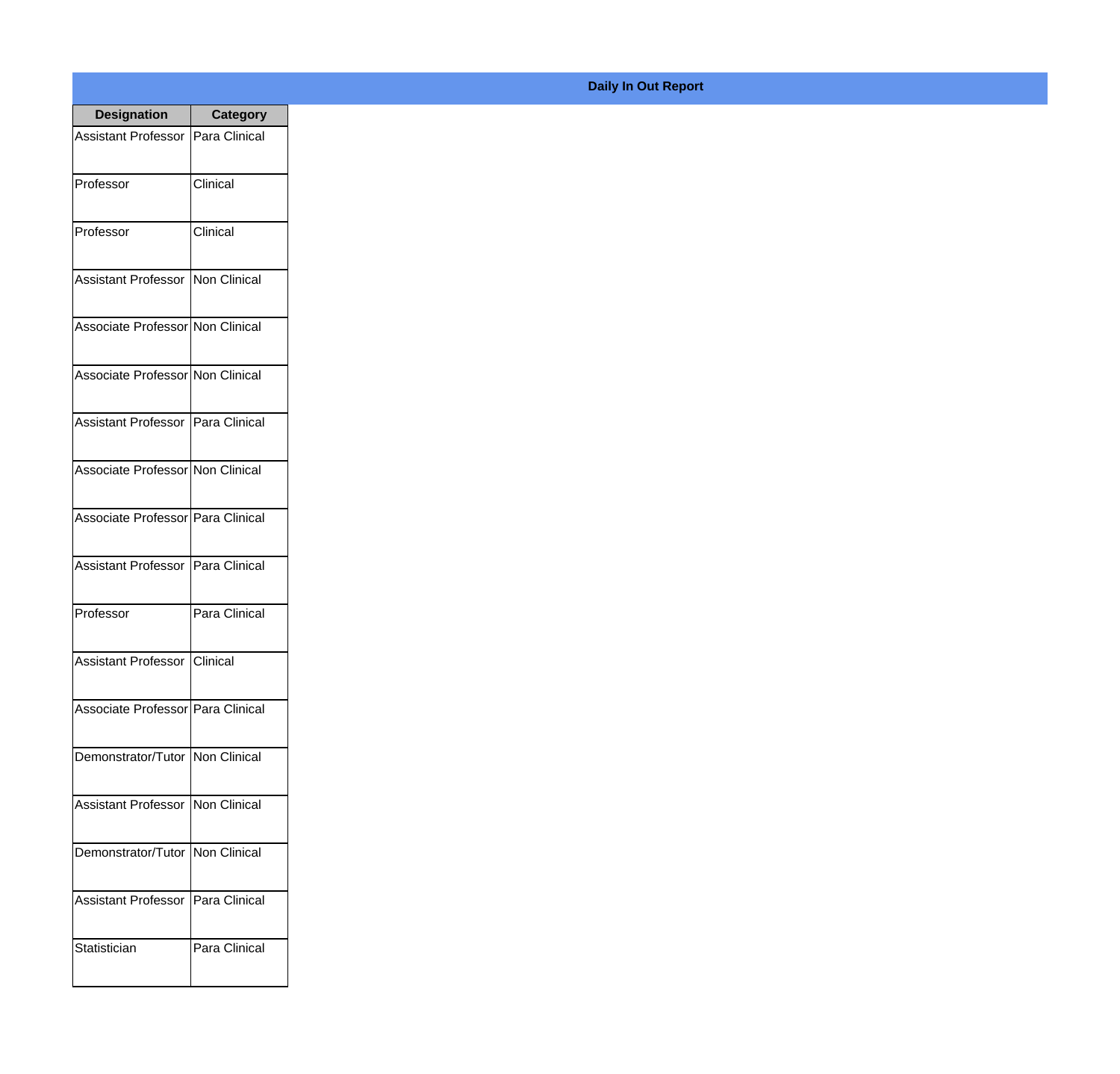## Daily In Out Report

| Designation | Category |
|---|---|
| Assistant Professor | Para Clinical |
| Professor | Clinical |
| Professor | Clinical |
| Assistant Professor | Non Clinical |
| Associate Professor | Non Clinical |
| Associate Professor | Non Clinical |
| Assistant Professor | Para Clinical |
| Associate Professor | Non Clinical |
| Associate Professor | Para Clinical |
| Assistant Professor | Para Clinical |
| Professor | Para Clinical |
| Assistant Professor | Clinical |
| Associate Professor | Para Clinical |
| Demonstrator/Tutor | Non Clinical |
| Assistant Professor | Non Clinical |
| Demonstrator/Tutor | Non Clinical |
| Assistant Professor | Para Clinical |
| Statistician | Para Clinical |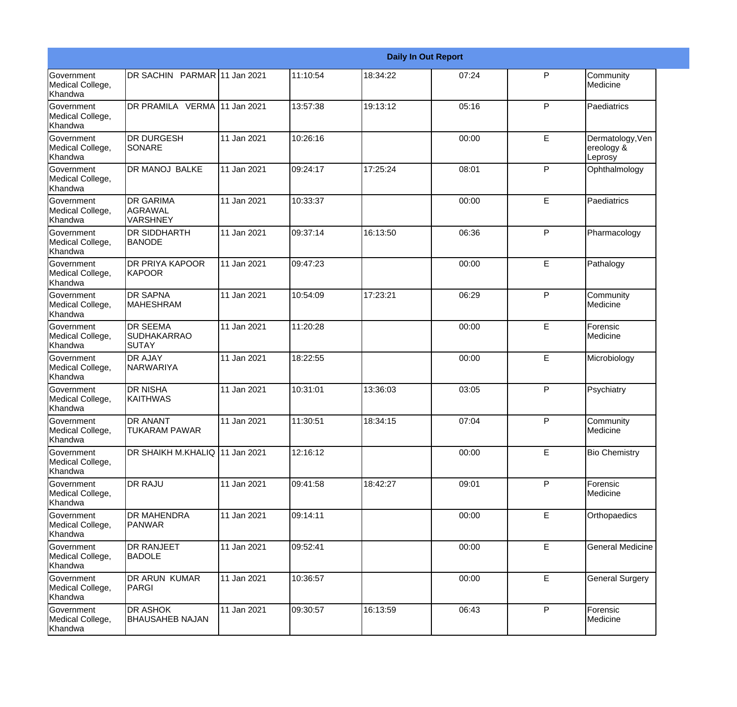| Daily In Out Report | | | | | | | |
|---|---|---|---|---|---|---|---|
| Government Medical College, Khandwa | DR SACHIN PARMAR | 11 Jan 2021 | 11:10:54 | 18:34:22 | 07:24 | P | Community Medicine |
| Government Medical College, Khandwa | DR PRAMILA VERMA | 11 Jan 2021 | 13:57:38 | 19:13:12 | 05:16 | P | Paediatrics |
| Government Medical College, Khandwa | DR DURGESH SONARE | 11 Jan 2021 | 10:26:16 | | 00:00 | E | Dermatology,Venereology & Leprosy |
| Government Medical College, Khandwa | DR MANOJ BALKE | 11 Jan 2021 | 09:24:17 | 17:25:24 | 08:01 | P | Ophthalmology |
| Government Medical College, Khandwa | DR GARIMA AGRAWAL VARSHNEY | 11 Jan 2021 | 10:33:37 | | 00:00 | E | Paediatrics |
| Government Medical College, Khandwa | DR SIDDHARTH BANODE | 11 Jan 2021 | 09:37:14 | 16:13:50 | 06:36 | P | Pharmacology |
| Government Medical College, Khandwa | DR PRIYA KAPOOR KAPOOR | 11 Jan 2021 | 09:47:23 | | 00:00 | E | Pathalogy |
| Government Medical College, Khandwa | DR SAPNA MAHESHRAM | 11 Jan 2021 | 10:54:09 | 17:23:21 | 06:29 | P | Community Medicine |
| Government Medical College, Khandwa | DR SEEMA SUDHAKARRAO SUTAY | 11 Jan 2021 | 11:20:28 | | 00:00 | E | Forensic Medicine |
| Government Medical College, Khandwa | DR AJAY NARWARIYA | 11 Jan 2021 | 18:22:55 | | 00:00 | E | Microbiology |
| Government Medical College, Khandwa | DR NISHA KAITHWAS | 11 Jan 2021 | 10:31:01 | 13:36:03 | 03:05 | P | Psychiatry |
| Government Medical College, Khandwa | DR ANANT TUKARAM PAWAR | 11 Jan 2021 | 11:30:51 | 18:34:15 | 07:04 | P | Community Medicine |
| Government Medical College, Khandwa | DR SHAIKH M.KHALIQ | 11 Jan 2021 | 12:16:12 | | 00:00 | E | Bio Chemistry |
| Government Medical College, Khandwa | DR RAJU | 11 Jan 2021 | 09:41:58 | 18:42:27 | 09:01 | P | Forensic Medicine |
| Government Medical College, Khandwa | DR MAHENDRA PANWAR | 11 Jan 2021 | 09:14:11 | | 00:00 | E | Orthopaedics |
| Government Medical College, Khandwa | DR RANJEET BADOLE | 11 Jan 2021 | 09:52:41 | | 00:00 | E | General Medicine |
| Government Medical College, Khandwa | DR ARUN KUMAR PARGI | 11 Jan 2021 | 10:36:57 | | 00:00 | E | General Surgery |
| Government Medical College, Khandwa | DR ASHOK BHAUSAHEB NAJAN | 11 Jan 2021 | 09:30:57 | 16:13:59 | 06:43 | P | Forensic Medicine |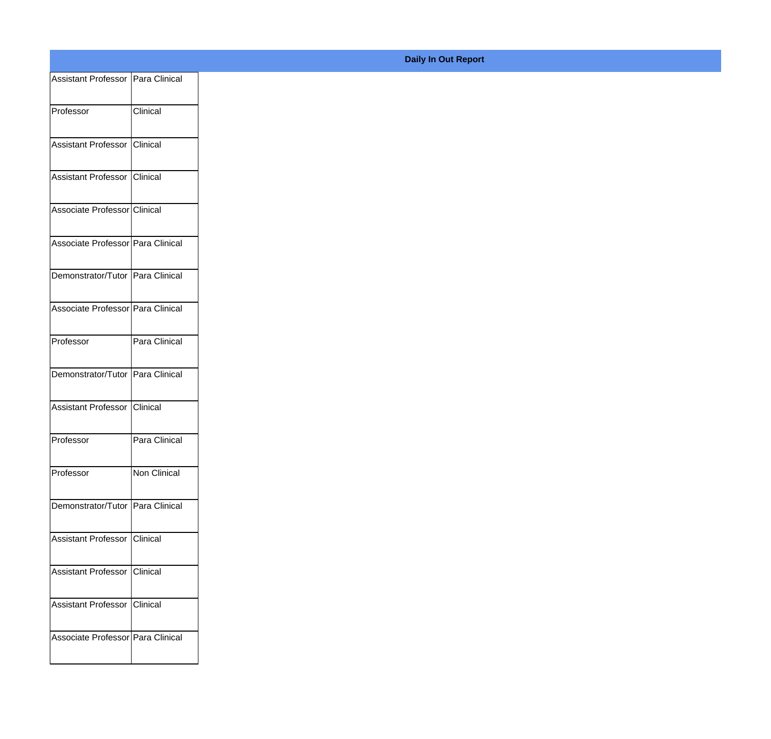**Daily In Out Report**

| | |
|---|---|
| Assistant Professor | Para Clinical |
| Professor | Clinical |
| Assistant Professor | Clinical |
| Assistant Professor | Clinical |
| Associate Professor | Clinical |
| Associate Professor | Para Clinical |
| Demonstrator/Tutor | Para Clinical |
| Associate Professor | Para Clinical |
| Professor | Para Clinical |
| Demonstrator/Tutor | Para Clinical |
| Assistant Professor | Clinical |
| Professor | Para Clinical |
| Professor | Non Clinical |
| Demonstrator/Tutor | Para Clinical |
| Assistant Professor | Clinical |
| Assistant Professor | Clinical |
| Assistant Professor | Clinical |
| Associate Professor | Para Clinical |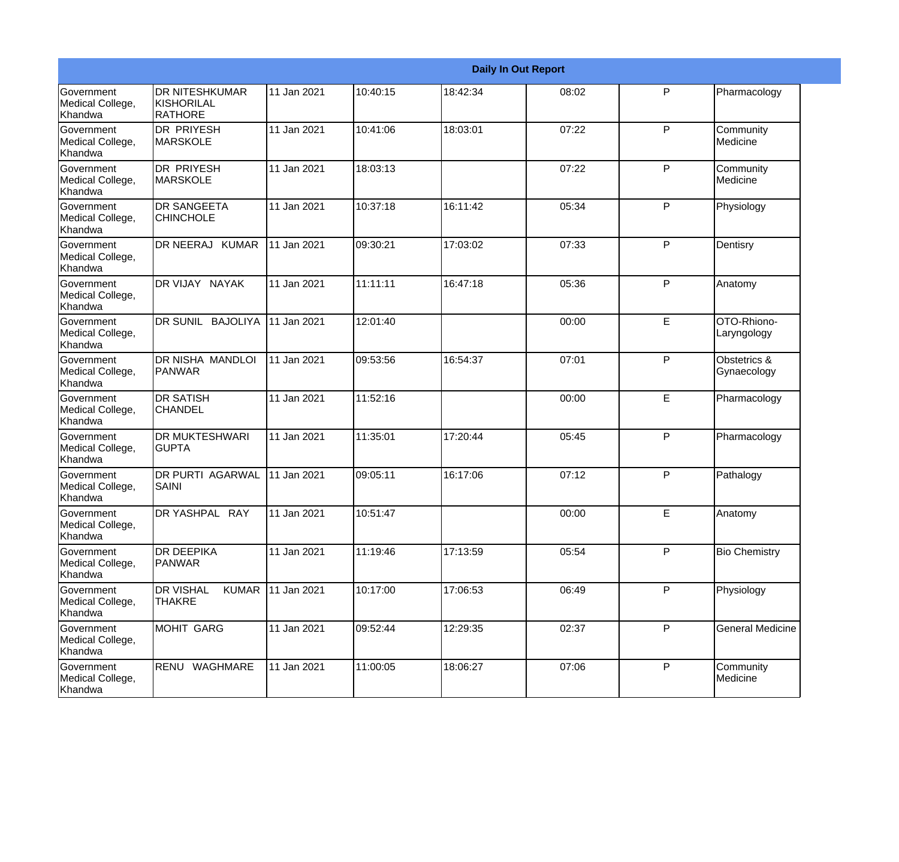| Daily In Out Report | | | | | | | |
|---|---|---|---|---|---|---|---|
| Government Medical College, Khandwa | DR NITESHKUMAR KISHORILAL RATHORE | 11 Jan 2021 | 10:40:15 | 18:42:34 | 08:02 | P | Pharmacology |
| Government Medical College, Khandwa | DR PRIYESH MARSKOLE | 11 Jan 2021 | 10:41:06 | 18:03:01 | 07:22 | P | Community Medicine |
| Government Medical College, Khandwa | DR PRIYESH MARSKOLE | 11 Jan 2021 | 18:03:13 | | 07:22 | P | Community Medicine |
| Government Medical College, Khandwa | DR SANGEETA CHINCHOLE | 11 Jan 2021 | 10:37:18 | 16:11:42 | 05:34 | P | Physiology |
| Government Medical College, Khandwa | DR NEERAJ KUMAR | 11 Jan 2021 | 09:30:21 | 17:03:02 | 07:33 | P | Dentisry |
| Government Medical College, Khandwa | DR VIJAY NAYAK | 11 Jan 2021 | 11:11:11 | 16:47:18 | 05:36 | P | Anatomy |
| Government Medical College, Khandwa | DR SUNIL BAJOLIYA | 11 Jan 2021 | 12:01:40 | | 00:00 | E | OTO-Rhiono-Laryngology |
| Government Medical College, Khandwa | DR NISHA MANDLOI PANWAR | 11 Jan 2021 | 09:53:56 | 16:54:37 | 07:01 | P | Obstetrics & Gynaecology |
| Government Medical College, Khandwa | DR SATISH CHANDEL | 11 Jan 2021 | 11:52:16 | | 00:00 | E | Pharmacology |
| Government Medical College, Khandwa | DR MUKTESHWARI GUPTA | 11 Jan 2021 | 11:35:01 | 17:20:44 | 05:45 | P | Pharmacology |
| Government Medical College, Khandwa | DR PURTI AGARWAL SAINI | 11 Jan 2021 | 09:05:11 | 16:17:06 | 07:12 | P | Pathalogy |
| Government Medical College, Khandwa | DR YASHPAL RAY | 11 Jan 2021 | 10:51:47 | | 00:00 | E | Anatomy |
| Government Medical College, Khandwa | DR DEEPIKA PANWAR | 11 Jan 2021 | 11:19:46 | 17:13:59 | 05:54 | P | Bio Chemistry |
| Government Medical College, Khandwa | DR VISHAL KUMAR THAKRE | 11 Jan 2021 | 10:17:00 | 17:06:53 | 06:49 | P | Physiology |
| Government Medical College, Khandwa | MOHIT GARG | 11 Jan 2021 | 09:52:44 | 12:29:35 | 02:37 | P | General Medicine |
| Government Medical College, Khandwa | RENU WAGHMARE | 11 Jan 2021 | 11:00:05 | 18:06:27 | 07:06 | P | Community Medicine |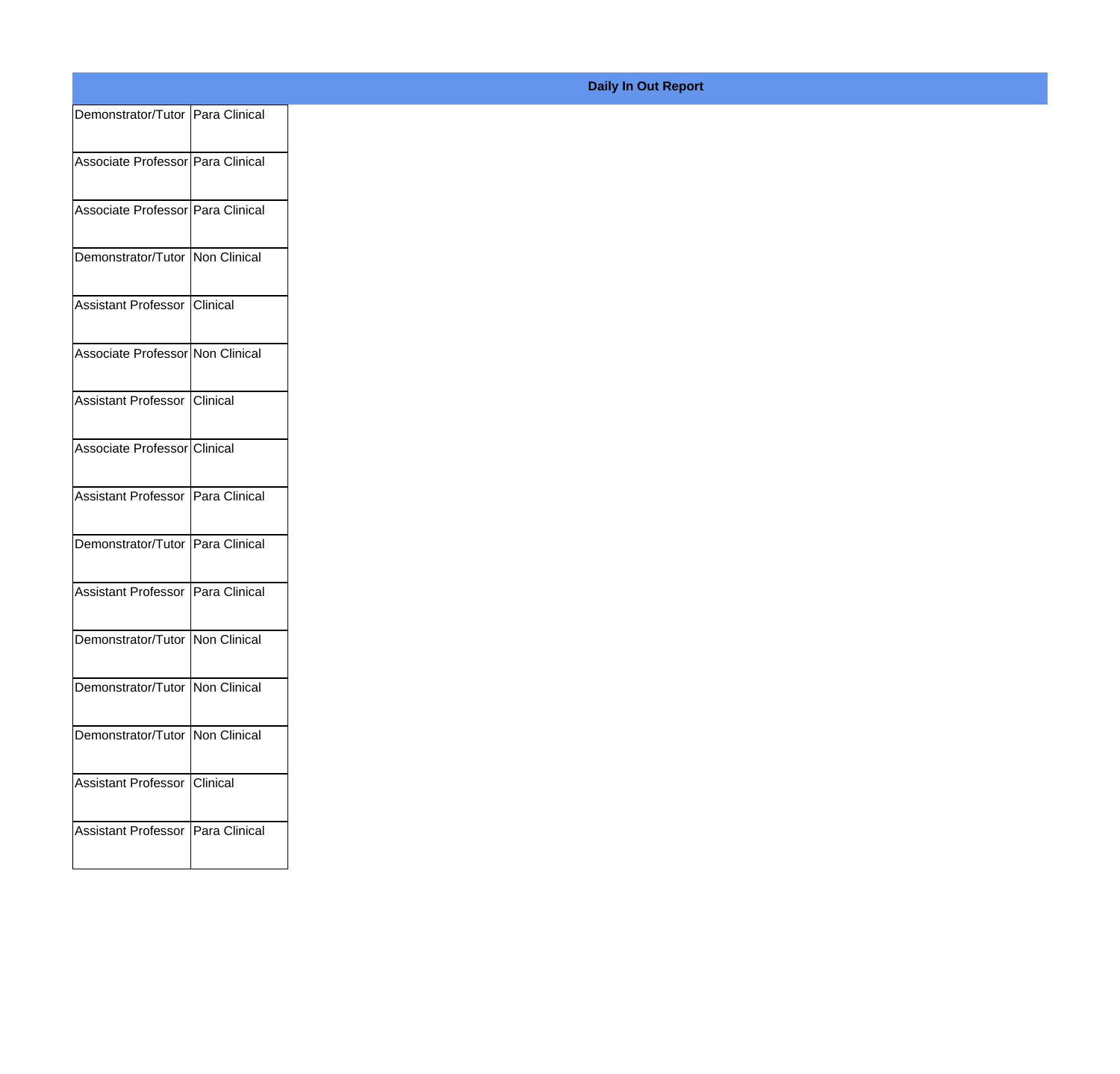**Daily In Out Report**

| | |
|---|---|
| Demonstrator/Tutor | Para Clinical |
| Associate Professor | Para Clinical |
| Associate Professor | Para Clinical |
| Demonstrator/Tutor | Non Clinical |
| Assistant Professor | Clinical |
| Associate Professor | Non Clinical |
| Assistant Professor | Clinical |
| Associate Professor | Clinical |
| Assistant Professor | Para Clinical |
| Demonstrator/Tutor | Para Clinical |
| Assistant Professor | Para Clinical |
| Demonstrator/Tutor | Non Clinical |
| Demonstrator/Tutor | Non Clinical |
| Demonstrator/Tutor | Non Clinical |
| Assistant Professor | Clinical |
| Assistant Professor | Para Clinical |